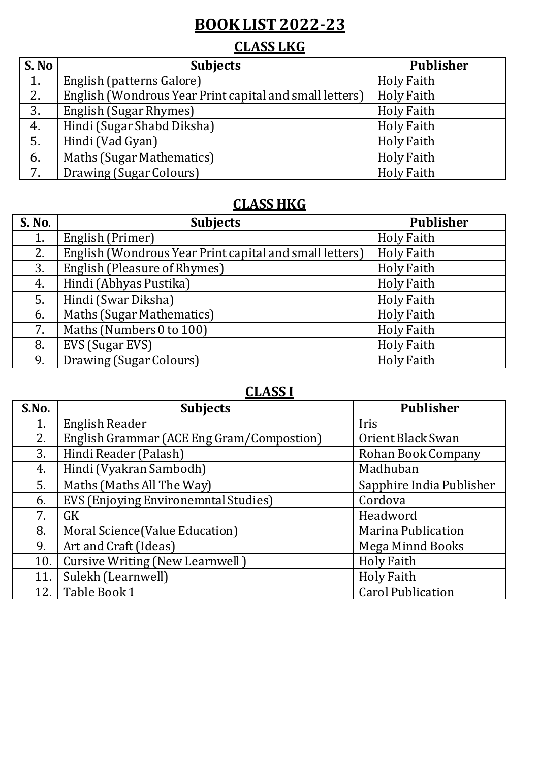# BOOK LIST 2022-23

## CLASS LKG

| S. No | Subjects | Publisher |
|---|---|---|
| 1. | English (patterns Galore) | Holy Faith |
| 2. | English (Wondrous Year Print capital and small letters) | Holy Faith |
| 3. | English (Sugar Rhymes) | Holy Faith |
| 4. | Hindi (Sugar Shabd Diksha) | Holy Faith |
| 5. | Hindi (Vad Gyan) | Holy Faith |
| 6. | Maths (Sugar Mathematics) | Holy Faith |
| 7. | Drawing (Sugar Colours) | Holy Faith |

## CLASS HKG

| S. No. | Subjects | Publisher |
|---|---|---|
| 1. | English (Primer) | Holy Faith |
| 2. | English (Wondrous Year Print capital and small letters) | Holy Faith |
| 3. | English (Pleasure of Rhymes) | Holy Faith |
| 4. | Hindi (Abhyas Pustika) | Holy Faith |
| 5. | Hindi (Swar Diksha) | Holy Faith |
| 6. | Maths (Sugar Mathematics) | Holy Faith |
| 7. | Maths (Numbers 0 to 100) | Holy Faith |
| 8. | EVS (Sugar EVS) | Holy Faith |
| 9. | Drawing (Sugar Colours) | Holy Faith |

## CLASS I

| S.No. | Subjects | Publisher |
|---|---|---|
| 1. | English Reader | Iris |
| 2. | English Grammar (ACE Eng Gram/Compostion) | Orient Black Swan |
| 3. | Hindi Reader (Palash) | Rohan Book Company |
| 4. | Hindi (Vyakran Sambodh) | Madhuban |
| 5. | Maths (Maths All The Way) | Sapphire India Publisher |
| 6. | EVS (Enjoying Environemntal Studies) | Cordova |
| 7. | GK | Headword |
| 8. | Moral Science(Value Education) | Marina Publication |
| 9. | Art and Craft (Ideas) | Mega Minnd Books |
| 10. | Cursive Writing (New Learnwell ) | Holy Faith |
| 11. | Sulekh (Learnwell) | Holy Faith |
| 12. | Table Book 1 | Carol Publication |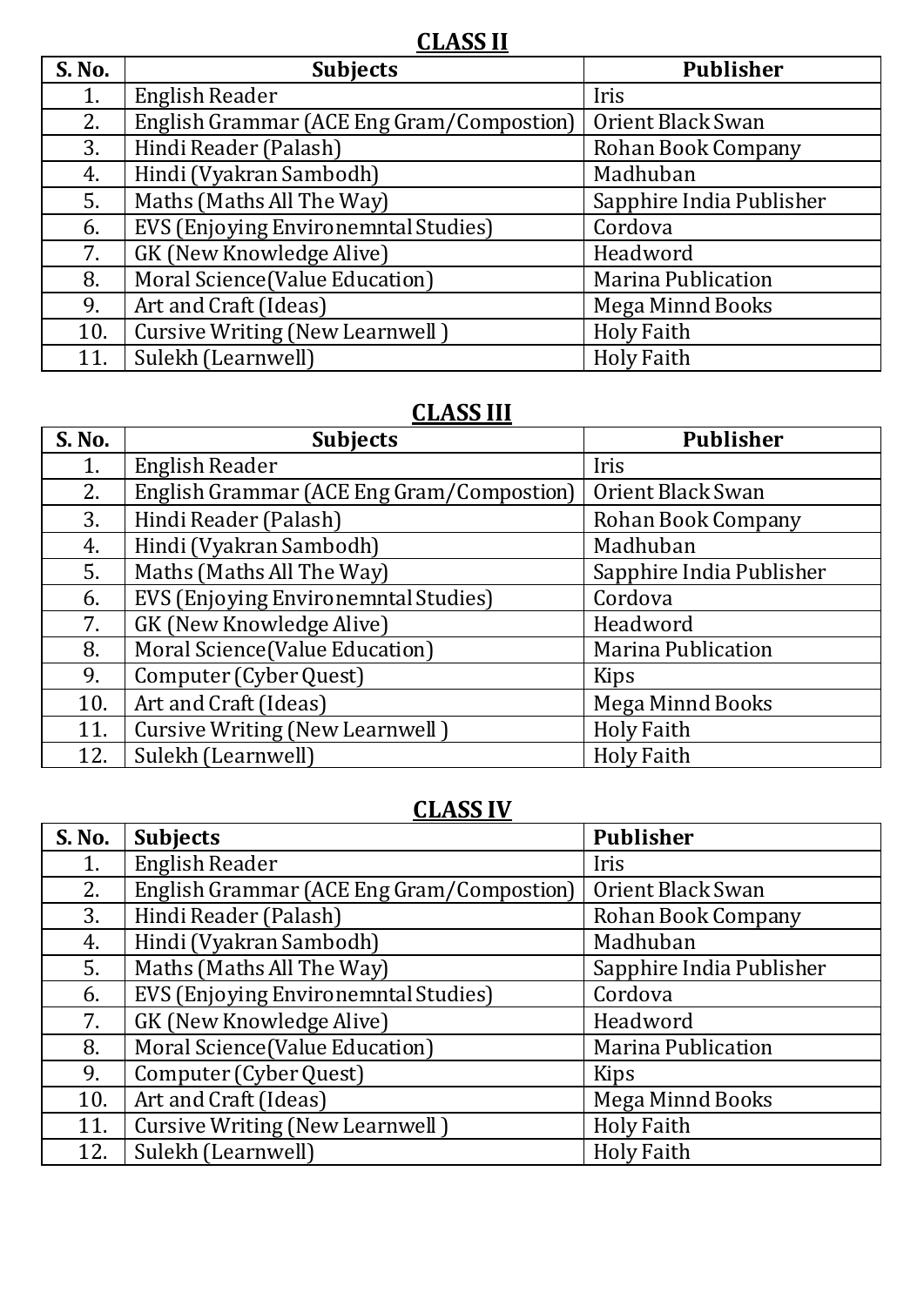## CLASS II

| S. No. | Subjects | Publisher |
|---|---|---|
| 1. | English Reader | Iris |
| 2. | English Grammar (ACE Eng Gram/Compostion) | Orient Black Swan |
| 3. | Hindi Reader (Palash) | Rohan Book Company |
| 4. | Hindi (Vyakran Sambodh) | Madhuban |
| 5. | Maths (Maths All The Way) | Sapphire India Publisher |
| 6. | EVS (Enjoying Environemntal Studies) | Cordova |
| 7. | GK (New Knowledge Alive) | Headword |
| 8. | Moral Science(Value Education) | Marina Publication |
| 9. | Art and Craft (Ideas) | Mega Minnd Books |
| 10. | Cursive Writing (New Learnwell ) | Holy Faith |
| 11. | Sulekh (Learnwell) | Holy Faith |

## CLASS III

| S. No. | Subjects | Publisher |
|---|---|---|
| 1. | English Reader | Iris |
| 2. | English Grammar (ACE Eng Gram/Compostion) | Orient Black Swan |
| 3. | Hindi Reader (Palash) | Rohan Book Company |
| 4. | Hindi (Vyakran Sambodh) | Madhuban |
| 5. | Maths (Maths All The Way) | Sapphire India Publisher |
| 6. | EVS (Enjoying Environemntal Studies) | Cordova |
| 7. | GK (New Knowledge Alive) | Headword |
| 8. | Moral Science(Value Education) | Marina Publication |
| 9. | Computer (Cyber Quest) | Kips |
| 10. | Art and Craft (Ideas) | Mega Minnd Books |
| 11. | Cursive Writing (New Learnwell ) | Holy Faith |
| 12. | Sulekh (Learnwell) | Holy Faith |

## CLASS IV

| S. No. | Subjects | Publisher |
|---|---|---|
| 1. | English Reader | Iris |
| 2. | English Grammar (ACE Eng Gram/Compostion) | Orient Black Swan |
| 3. | Hindi Reader (Palash) | Rohan Book Company |
| 4. | Hindi (Vyakran Sambodh) | Madhuban |
| 5. | Maths (Maths All The Way) | Sapphire India Publisher |
| 6. | EVS (Enjoying Environemntal Studies) | Cordova |
| 7. | GK (New Knowledge Alive) | Headword |
| 8. | Moral Science(Value Education) | Marina Publication |
| 9. | Computer (Cyber Quest) | Kips |
| 10. | Art and Craft (Ideas) | Mega Minnd Books |
| 11. | Cursive Writing (New Learnwell ) | Holy Faith |
| 12. | Sulekh (Learnwell) | Holy Faith |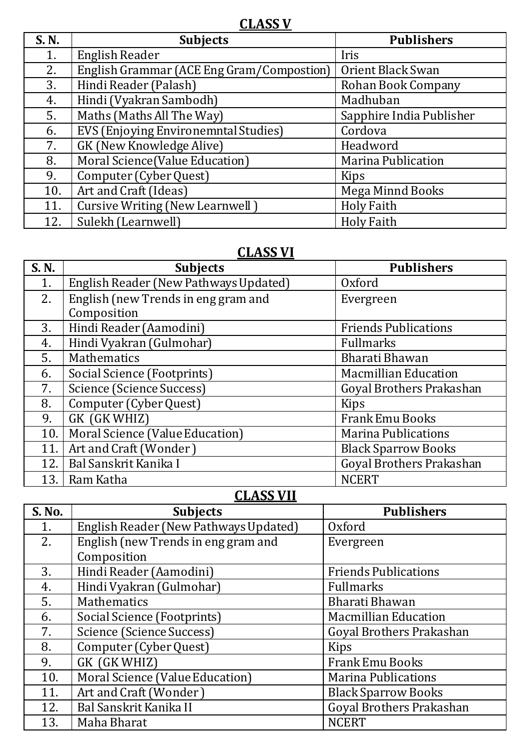## CLASS V

| S. N. | Subjects | Publishers |
|---|---|---|
| 1. | English Reader | Iris |
| 2. | English Grammar (ACE Eng Gram/Compostion) | Orient Black Swan |
| 3. | Hindi Reader (Palash) | Rohan Book Company |
| 4. | Hindi (Vyakran Sambodh) | Madhuban |
| 5. | Maths (Maths All The Way) | Sapphire India Publisher |
| 6. | EVS (Enjoying Environemntal Studies) | Cordova |
| 7. | GK (New Knowledge Alive) | Headword |
| 8. | Moral Science(Value Education) | Marina Publication |
| 9. | Computer (Cyber Quest) | Kips |
| 10. | Art and Craft (Ideas) | Mega Minnd Books |
| 11. | Cursive Writing (New Learnwell ) | Holy Faith |
| 12. | Sulekh (Learnwell) | Holy Faith |

## CLASS VI

| S. N. | Subjects | Publishers |
|---|---|---|
| 1. | English Reader (New Pathways Updated) | Oxford |
| 2. | English (new Trends in eng gram and Composition | Evergreen |
| 3. | Hindi Reader (Aamodini) | Friends Publications |
| 4. | Hindi Vyakran (Gulmohar) | Fullmarks |
| 5. | Mathematics | Bharati Bhawan |
| 6. | Social Science (Footprints) | Macmillian Education |
| 7. | Science (Science Success) | Goyal Brothers Prakashan |
| 8. | Computer (Cyber Quest) | Kips |
| 9. | GK (GK WHIZ) | Frank Emu Books |
| 10. | Moral Science (Value Education) | Marina Publications |
| 11. | Art and Craft (Wonder ) | Black Sparrow Books |
| 12. | Bal Sanskrit Kanika I | Goyal Brothers Prakashan |
| 13. | Ram Katha | NCERT |

## CLASS VII

| S. No. | Subjects | Publishers |
|---|---|---|
| 1. | English Reader (New Pathways Updated) | Oxford |
| 2. | English (new Trends in eng gram and Composition | Evergreen |
| 3. | Hindi Reader (Aamodini) | Friends Publications |
| 4. | Hindi Vyakran (Gulmohar) | Fullmarks |
| 5. | Mathematics | Bharati Bhawan |
| 6. | Social Science (Footprints) | Macmillian Education |
| 7. | Science (Science Success) | Goyal Brothers Prakashan |
| 8. | Computer (Cyber Quest) | Kips |
| 9. | GK (GK WHIZ) | Frank Emu Books |
| 10. | Moral Science (Value Education) | Marina Publications |
| 11. | Art and Craft (Wonder ) | Black Sparrow Books |
| 12. | Bal Sanskrit Kanika II | Goyal Brothers Prakashan |
| 13. | Maha Bharat | NCERT |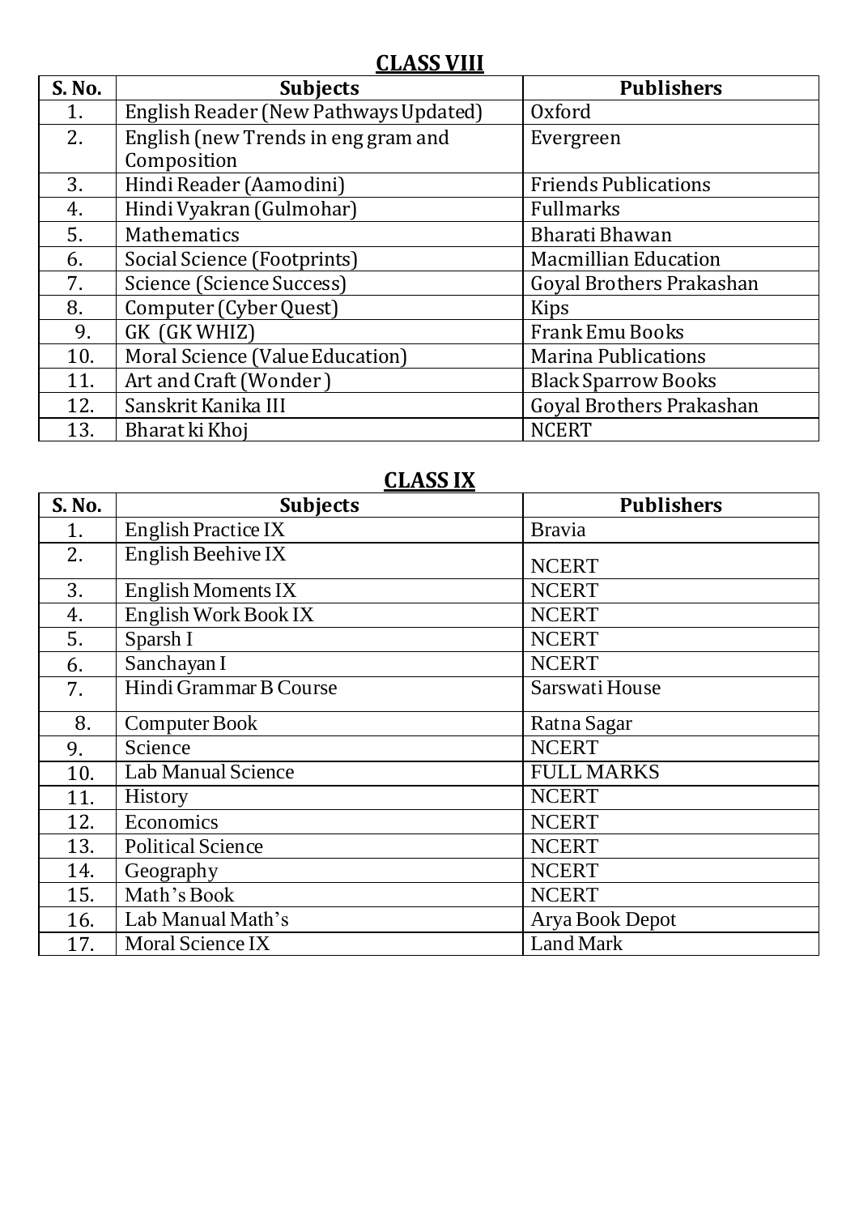## CLASS VIII

| S. No. | Subjects | Publishers |
|---|---|---|
| 1. | English Reader (New Pathways Updated) | Oxford |
| 2. | English (new Trends in eng gram and Composition | Evergreen |
| 3. | Hindi Reader (Aamodini) | Friends Publications |
| 4. | Hindi Vyakran (Gulmohar) | Fullmarks |
| 5. | Mathematics | Bharati Bhawan |
| 6. | Social Science (Footprints) | Macmillian Education |
| 7. | Science (Science Success) | Goyal Brothers Prakashan |
| 8. | Computer (Cyber Quest) | Kips |
| 9. | GK (GK WHIZ) | Frank Emu Books |
| 10. | Moral Science (Value Education) | Marina Publications |
| 11. | Art and Craft (Wonder ) | Black Sparrow Books |
| 12. | Sanskrit Kanika III | Goyal Brothers Prakashan |
| 13. | Bharat ki Khoj | NCERT |

## CLASS IX

| S. No. | Subjects | Publishers |
|---|---|---|
| 1. | English Practice IX | Bravia |
| 2. | English Beehive IX | NCERT |
| 3. | English Moments IX | NCERT |
| 4. | English Work Book IX | NCERT |
| 5. | Sparsh I | NCERT |
| 6. | Sanchayan I | NCERT |
| 7. | Hindi Grammar B Course | Sarswati House |
| 8. | Computer Book | Ratna Sagar |
| 9. | Science | NCERT |
| 10. | Lab Manual Science | FULL MARKS |
| 11. | History | NCERT |
| 12. | Economics | NCERT |
| 13. | Political Science | NCERT |
| 14. | Geography | NCERT |
| 15. | Math's Book | NCERT |
| 16. | Lab Manual Math's | Arya Book Depot |
| 17. | Moral Science IX | Land Mark |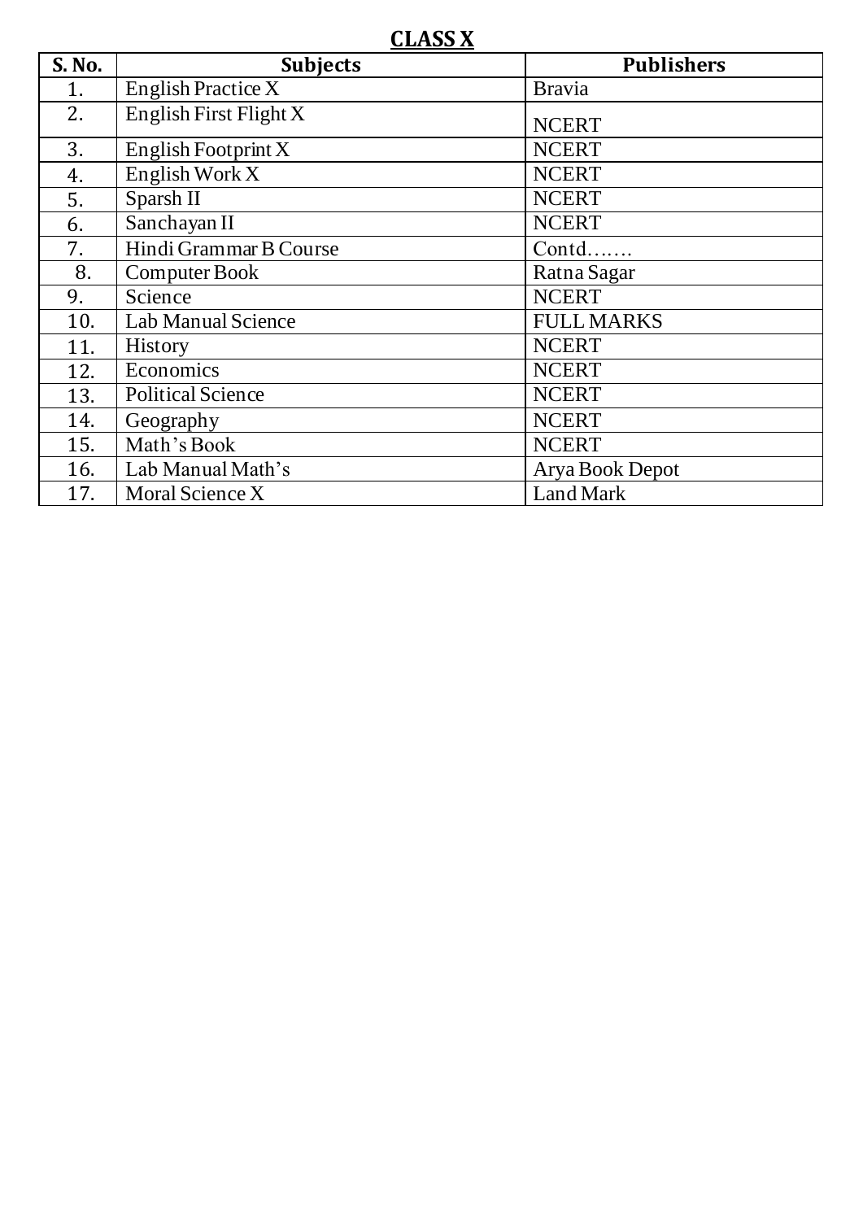# CLASS X

| S. No. | Subjects | Publishers |
| --- | --- | --- |
| 1. | English Practice X | Bravia |
| 2. | English First Flight X | NCERT |
| 3. | English Footprint X | NCERT |
| 4. | English Work X | NCERT |
| 5. | Sparsh II | NCERT |
| 6. | Sanchayan II | NCERT |
| 7. | Hindi Grammar B Course | Contd……. |
| 8. | Computer Book | Ratna Sagar |
| 9. | Science | NCERT |
| 10. | Lab Manual Science | FULL MARKS |
| 11. | History | NCERT |
| 12. | Economics | NCERT |
| 13. | Political Science | NCERT |
| 14. | Geography | NCERT |
| 15. | Math's Book | NCERT |
| 16. | Lab Manual Math's | Arya Book Depot |
| 17. | Moral Science X | Land Mark |